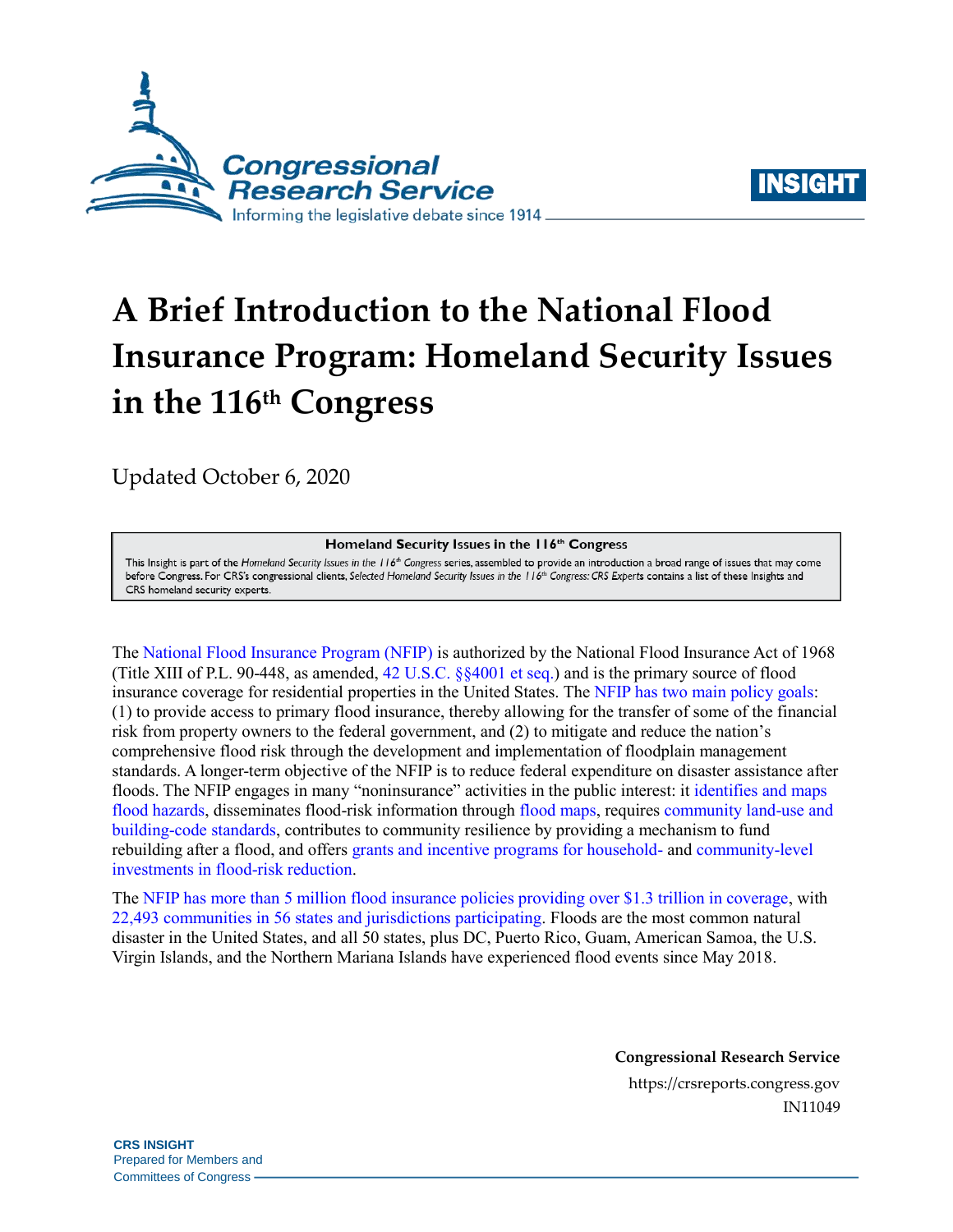# A Brief Introduction to the National Flood Insurance Program: Homeland Security Issues in the 116th Congress

Updated October 6, 2020

**Homeland Security Issues in the 116th Congress**

This Insight is part of the *Homeland Security Issues in the 116th Congress* series, assembled to provide an introduction a broad range of issues that may come before Congress. For CRS's congressional clients, *Selected Homeland Security Issues in the 116th Congress: CRS Experts* contains a list of these Insights and CRS homeland security experts.

The National Flood Insurance Program (NFIP) is authorized by the National Flood Insurance Act of 1968 (Title XIII of P.L. 90-448, as amended, 42 U.S.C. §§4001 et seq.) and is the primary source of flood insurance coverage for residential properties in the United States. The NFIP has two main policy goals: (1) to provide access to primary flood insurance, thereby allowing for the transfer of some of the financial risk from property owners to the federal government, and (2) to mitigate and reduce the nation's comprehensive flood risk through the development and implementation of floodplain management standards. A longer-term objective of the NFIP is to reduce federal expenditure on disaster assistance after floods. The NFIP engages in many "noninsurance" activities in the public interest: it identifies and maps flood hazards, disseminates flood-risk information through flood maps, requires community land-use and building-code standards, contributes to community resilience by providing a mechanism to fund rebuilding after a flood, and offers grants and incentive programs for household- and community-level investments in flood-risk reduction.

The NFIP has more than 5 million flood insurance policies providing over $1.3 trillion in coverage, with 22,493 communities in 56 states and jurisdictions participating. Floods are the most common natural disaster in the United States, and all 50 states, plus DC, Puerto Rico, Guam, American Samoa, the U.S. Virgin Islands, and the Northern Mariana Islands have experienced flood events since May 2018.

**Congressional Research Service**
https://crsreports.congress.gov
IN11049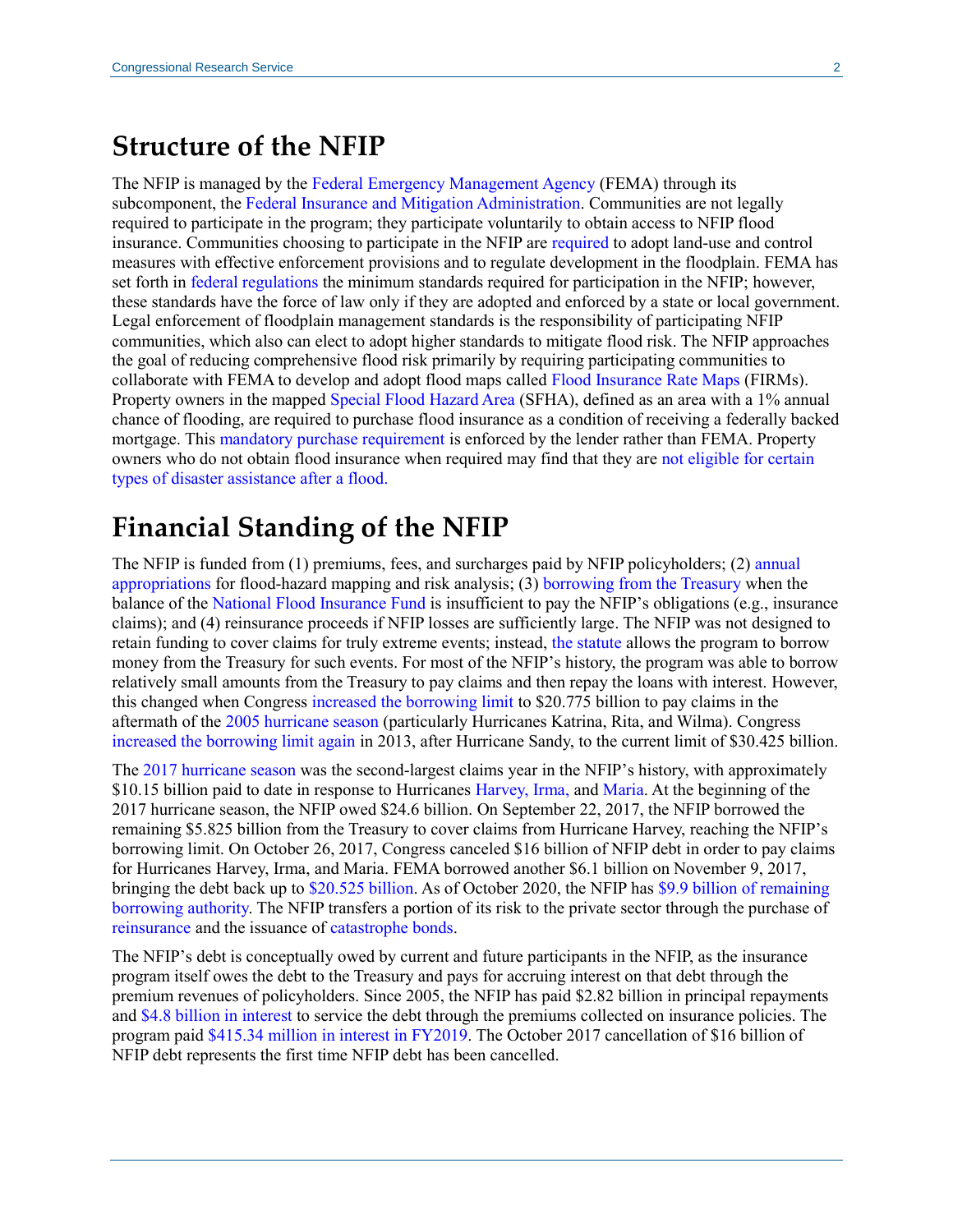## Structure of the NFIP

The NFIP is managed by the Federal Emergency Management Agency (FEMA) through its subcomponent, the Federal Insurance and Mitigation Administration. Communities are not legally required to participate in the program; they participate voluntarily to obtain access to NFIP flood insurance. Communities choosing to participate in the NFIP are required to adopt land-use and control measures with effective enforcement provisions and to regulate development in the floodplain. FEMA has set forth in federal regulations the minimum standards required for participation in the NFIP; however, these standards have the force of law only if they are adopted and enforced by a state or local government. Legal enforcement of floodplain management standards is the responsibility of participating NFIP communities, which also can elect to adopt higher standards to mitigate flood risk. The NFIP approaches the goal of reducing comprehensive flood risk primarily by requiring participating communities to collaborate with FEMA to develop and adopt flood maps called Flood Insurance Rate Maps (FIRMs). Property owners in the mapped Special Flood Hazard Area (SFHA), defined as an area with a 1% annual chance of flooding, are required to purchase flood insurance as a condition of receiving a federally backed mortgage. This mandatory purchase requirement is enforced by the lender rather than FEMA. Property owners who do not obtain flood insurance when required may find that they are not eligible for certain types of disaster assistance after a flood.

## Financial Standing of the NFIP

The NFIP is funded from (1) premiums, fees, and surcharges paid by NFIP policyholders; (2) annual appropriations for flood-hazard mapping and risk analysis; (3) borrowing from the Treasury when the balance of the National Flood Insurance Fund is insufficient to pay the NFIP's obligations (e.g., insurance claims); and (4) reinsurance proceeds if NFIP losses are sufficiently large. The NFIP was not designed to retain funding to cover claims for truly extreme events; instead, the statute allows the program to borrow money from the Treasury for such events. For most of the NFIP's history, the program was able to borrow relatively small amounts from the Treasury to pay claims and then repay the loans with interest. However, this changed when Congress increased the borrowing limit to $20.775 billion to pay claims in the aftermath of the 2005 hurricane season (particularly Hurricanes Katrina, Rita, and Wilma). Congress increased the borrowing limit again in 2013, after Hurricane Sandy, to the current limit of $30.425 billion.

The 2017 hurricane season was the second-largest claims year in the NFIP's history, with approximately $10.15 billion paid to date in response to Hurricanes Harvey, Irma, and Maria. At the beginning of the 2017 hurricane season, the NFIP owed $24.6 billion. On September 22, 2017, the NFIP borrowed the remaining $5.825 billion from the Treasury to cover claims from Hurricane Harvey, reaching the NFIP's borrowing limit. On October 26, 2017, Congress canceled $16 billion of NFIP debt in order to pay claims for Hurricanes Harvey, Irma, and Maria. FEMA borrowed another $6.1 billion on November 9, 2017, bringing the debt back up to $20.525 billion. As of October 2020, the NFIP has $9.9 billion of remaining borrowing authority. The NFIP transfers a portion of its risk to the private sector through the purchase of reinsurance and the issuance of catastrophe bonds.

The NFIP's debt is conceptually owed by current and future participants in the NFIP, as the insurance program itself owes the debt to the Treasury and pays for accruing interest on that debt through the premium revenues of policyholders. Since 2005, the NFIP has paid $2.82 billion in principal repayments and $4.8 billion in interest to service the debt through the premiums collected on insurance policies. The program paid $415.34 million in interest in FY2019. The October 2017 cancellation of $16 billion of NFIP debt represents the first time NFIP debt has been cancelled.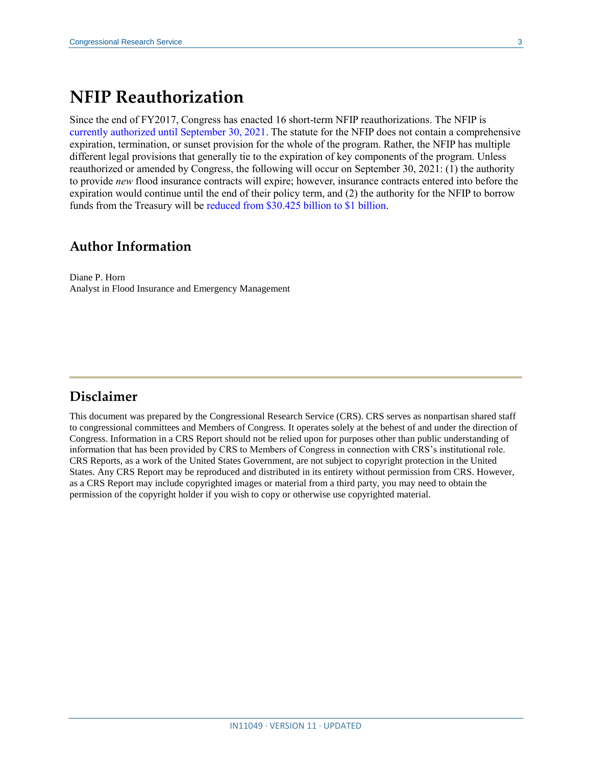## NFIP Reauthorization

Since the end of FY2017, Congress has enacted 16 short-term NFIP reauthorizations. The NFIP is currently authorized until September 30, 2021. The statute for the NFIP does not contain a comprehensive expiration, termination, or sunset provision for the whole of the program. Rather, the NFIP has multiple different legal provisions that generally tie to the expiration of key components of the program. Unless reauthorized or amended by Congress, the following will occur on September 30, 2021: (1) the authority to provide *new* flood insurance contracts will expire; however, insurance contracts entered into before the expiration would continue until the end of their policy term, and (2) the authority for the NFIP to borrow funds from the Treasury will be reduced from $30.425 billion to $1 billion.

## Author Information

Diane P. Horn
Analyst in Flood Insurance and Emergency Management

## Disclaimer

This document was prepared by the Congressional Research Service (CRS). CRS serves as nonpartisan shared staff to congressional committees and Members of Congress. It operates solely at the behest of and under the direction of Congress. Information in a CRS Report should not be relied upon for purposes other than public understanding of information that has been provided by CRS to Members of Congress in connection with CRS's institutional role. CRS Reports, as a work of the United States Government, are not subject to copyright protection in the United States. Any CRS Report may be reproduced and distributed in its entirety without permission from CRS. However, as a CRS Report may include copyrighted images or material from a third party, you may need to obtain the permission of the copyright holder if you wish to copy or otherwise use copyrighted material.